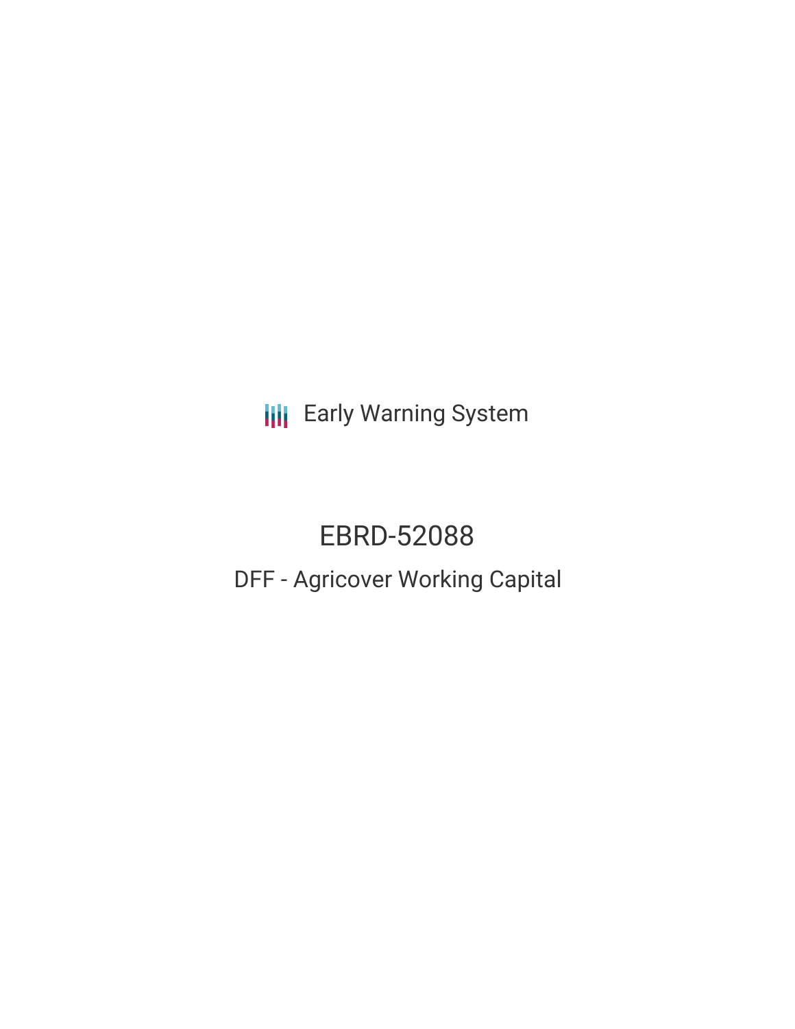Early Warning System

# EBRD-52088

## DFF - Agricover Working Capital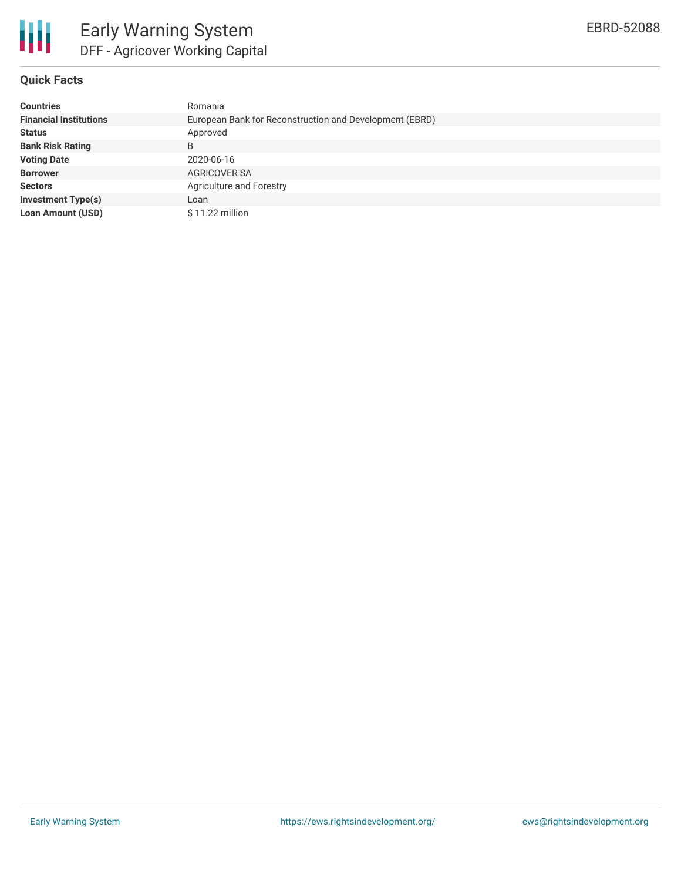# Early Warning System

## DFF - Agricover Working Capital

EBRD-52088

### Quick Facts

| | |
|---|---|
| **Countries** | Romania |
| **Financial Institutions** | European Bank for Reconstruction and Development (EBRD) |
| **Status** | Approved |
| **Bank Risk Rating** | B |
| **Voting Date** | 2020-06-16 |
| **Borrower** | AGRICOVER SA |
| **Sectors** | Agriculture and Forestry |
| **Investment Type(s)** | Loan |
| **Loan Amount (USD)** | $ 11.22 million |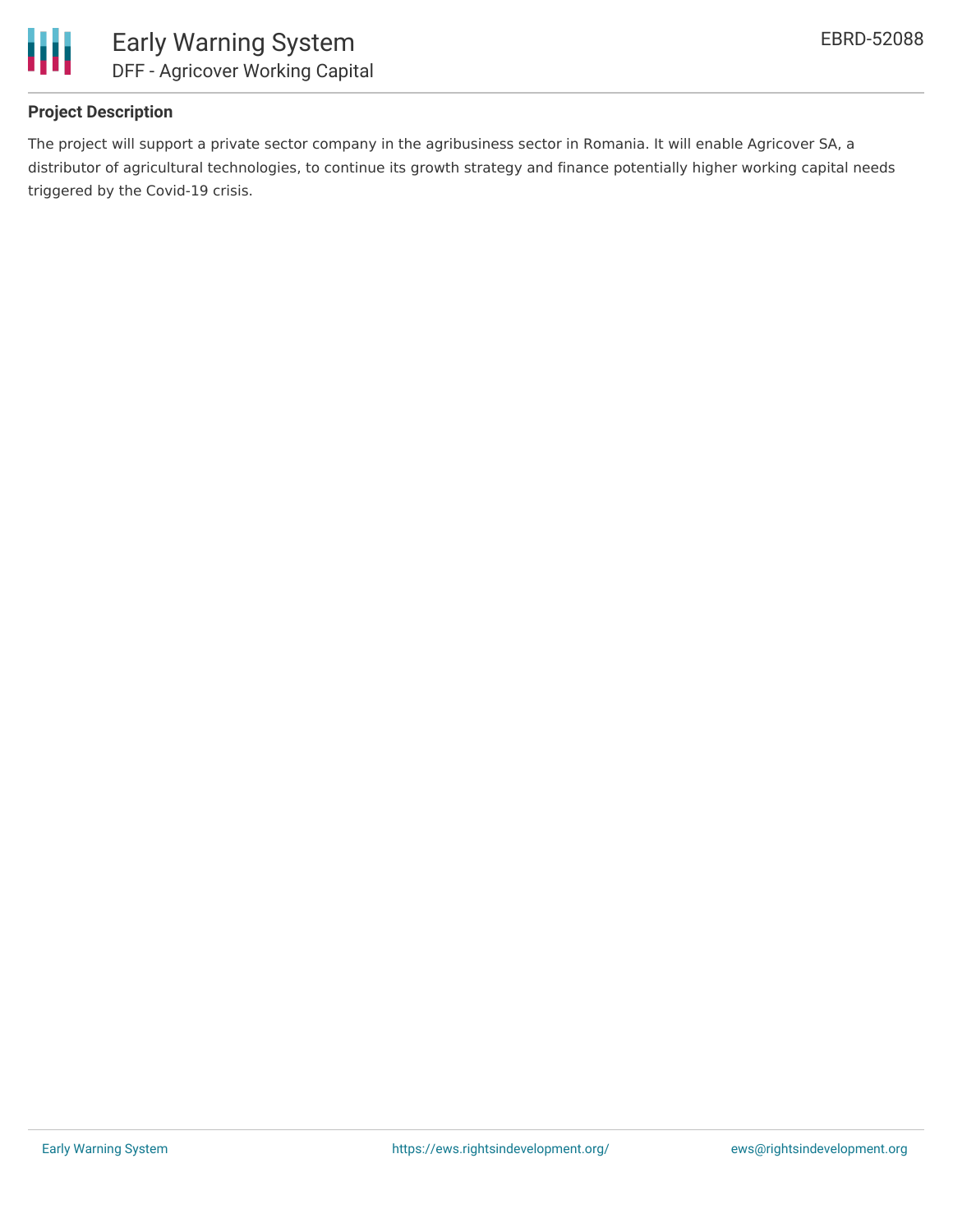## Project Description

The project will support a private sector company in the agribusiness sector in Romania. It will enable Agricover SA, a distributor of agricultural technologies, to continue its growth strategy and finance potentially higher working capital needs triggered by the Covid-19 crisis.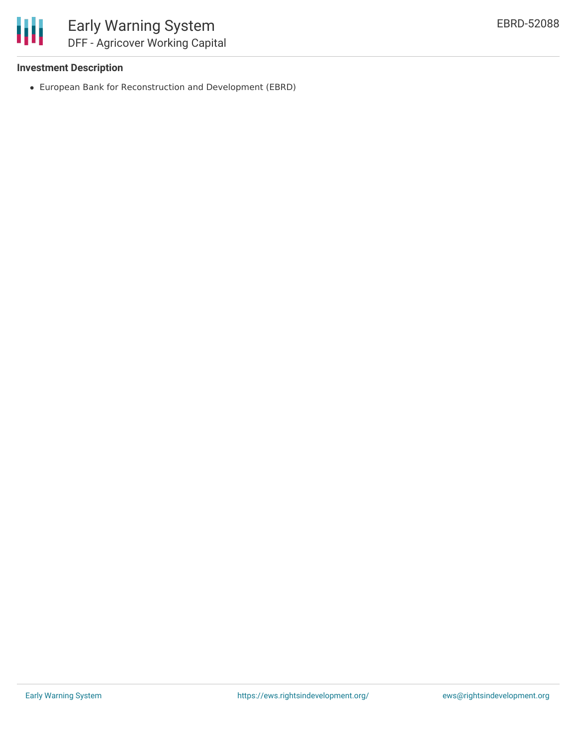### Investment Description

- European Bank for Reconstruction and Development (EBRD)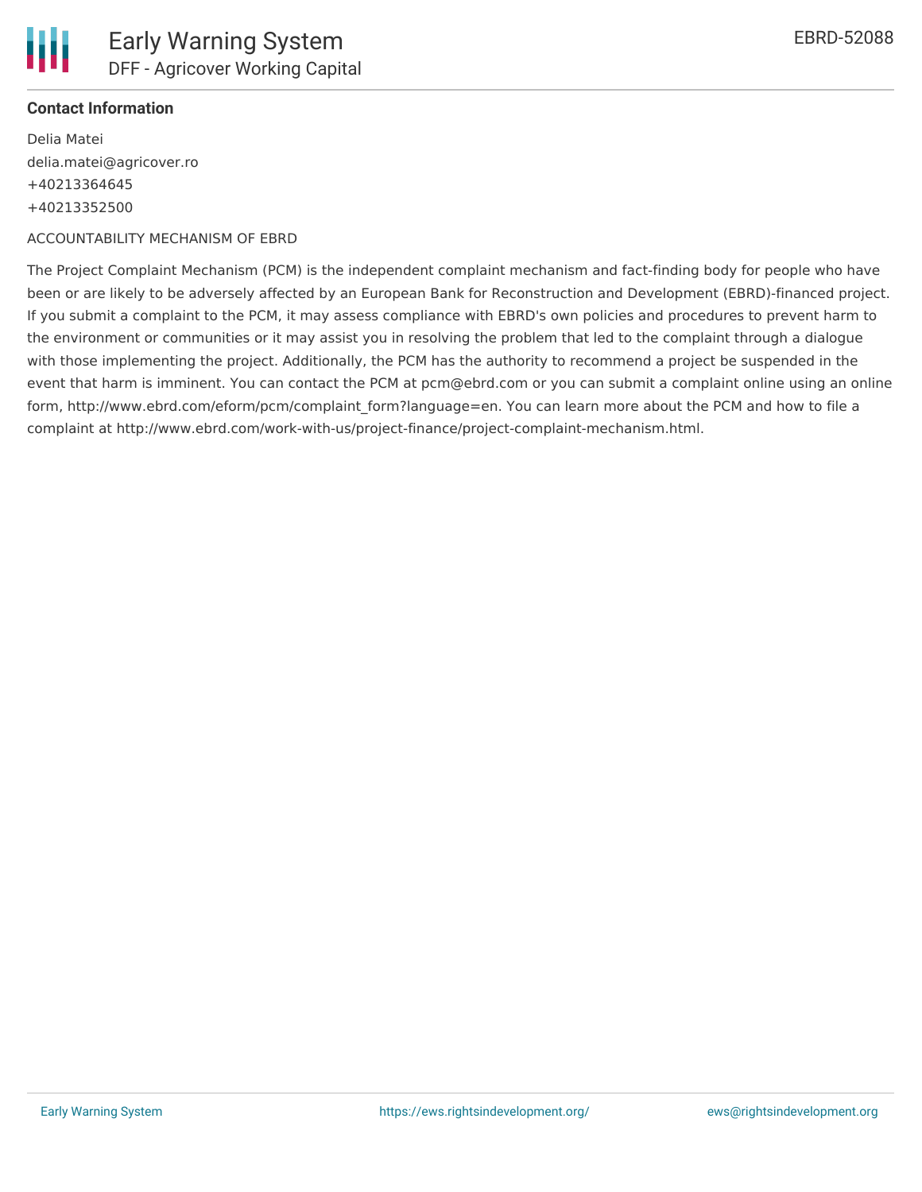**Contact Information**

Delia Matei
delia.matei@agricover.ro
+40213364645
+40213352500

ACCOUNTABILITY MECHANISM OF EBRD

The Project Complaint Mechanism (PCM) is the independent complaint mechanism and fact-finding body for people who have been or are likely to be adversely affected by an European Bank for Reconstruction and Development (EBRD)-financed project. If you submit a complaint to the PCM, it may assess compliance with EBRD's own policies and procedures to prevent harm to the environment or communities or it may assist you in resolving the problem that led to the complaint through a dialogue with those implementing the project. Additionally, the PCM has the authority to recommend a project be suspended in the event that harm is imminent. You can contact the PCM at pcm@ebrd.com or you can submit a complaint online using an online form, http://www.ebrd.com/eform/pcm/complaint_form?language=en. You can learn more about the PCM and how to file a complaint at http://www.ebrd.com/work-with-us/project-finance/project-complaint-mechanism.html.